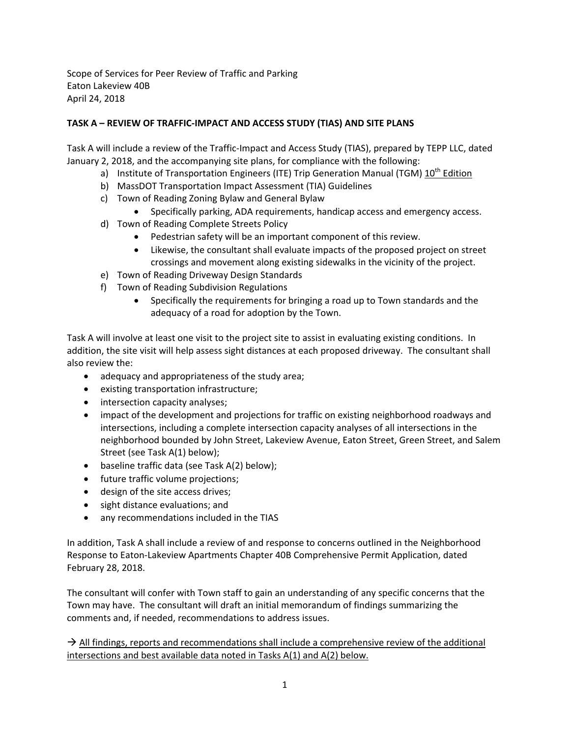Scope of Services for Peer Review of Traffic and Parking
Eaton Lakeview 40B
April 24, 2018

**TASK A – REVIEW OF TRAFFIC-IMPACT AND ACCESS STUDY (TIAS) AND SITE PLANS**

Task A will include a review of the Traffic-Impact and Access Study (TIAS), prepared by TEPP LLC, dated January 2, 2018, and the accompanying site plans, for compliance with the following:

a) Institute of Transportation Engineers (ITE) Trip Generation Manual (TGM) 10th Edition
b) MassDOT Transportation Impact Assessment (TIA) Guidelines
c) Town of Reading Zoning Bylaw and General Bylaw
    - Specifically parking, ADA requirements, handicap access and emergency access.
d) Town of Reading Complete Streets Policy
    - Pedestrian safety will be an important component of this review.
    - Likewise, the consultant shall evaluate impacts of the proposed project on street crossings and movement along existing sidewalks in the vicinity of the project.
e) Town of Reading Driveway Design Standards
f) Town of Reading Subdivision Regulations
    - Specifically the requirements for bringing a road up to Town standards and the adequacy of a road for adoption by the Town.

Task A will involve at least one visit to the project site to assist in evaluating existing conditions. In addition, the site visit will help assess sight distances at each proposed driveway. The consultant shall also review the:

- adequacy and appropriateness of the study area;
- existing transportation infrastructure;
- intersection capacity analyses;
- impact of the development and projections for traffic on existing neighborhood roadways and intersections, including a complete intersection capacity analyses of all intersections in the neighborhood bounded by John Street, Lakeview Avenue, Eaton Street, Green Street, and Salem Street (see Task A(1) below);
- baseline traffic data (see Task A(2) below);
- future traffic volume projections;
- design of the site access drives;
- sight distance evaluations; and
- any recommendations included in the TIAS

In addition, Task A shall include a review of and response to concerns outlined in the Neighborhood Response to Eaton-Lakeview Apartments Chapter 40B Comprehensive Permit Application, dated February 28, 2018.

The consultant will confer with Town staff to gain an understanding of any specific concerns that the Town may have. The consultant will draft an initial memorandum of findings summarizing the comments and, if needed, recommendations to address issues.

→ <u>All findings, reports and recommendations shall include a comprehensive review of the additional intersections and best available data noted in Tasks A(1) and A(2) below.</u>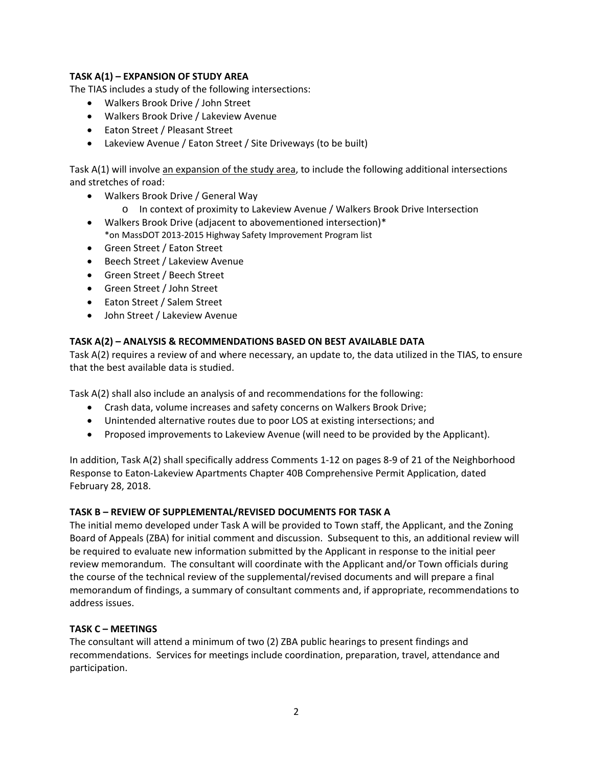**TASK A(1) – EXPANSION OF STUDY AREA**

The TIAS includes a study of the following intersections:

- Walkers Brook Drive / John Street
- Walkers Brook Drive / Lakeview Avenue
- Eaton Street / Pleasant Street
- Lakeview Avenue / Eaton Street / Site Driveways (to be built)

Task A(1) will involve <u>an expansion of the study area</u>, to include the following additional intersections and stretches of road:

- Walkers Brook Drive / General Way
  - o In context of proximity to Lakeview Avenue / Walkers Brook Drive Intersection
- Walkers Brook Drive (adjacent to abovementioned intersection)*
  *on MassDOT 2013-2015 Highway Safety Improvement Program list
- Green Street / Eaton Street
- Beech Street / Lakeview Avenue
- Green Street / Beech Street
- Green Street / John Street
- Eaton Street / Salem Street
- John Street / Lakeview Avenue

**TASK A(2) – ANALYSIS & RECOMMENDATIONS BASED ON BEST AVAILABLE DATA**

Task A(2) requires a review of and where necessary, an update to, the data utilized in the TIAS, to ensure that the best available data is studied.

Task A(2) shall also include an analysis of and recommendations for the following:

- Crash data, volume increases and safety concerns on Walkers Brook Drive;
- Unintended alternative routes due to poor LOS at existing intersections; and
- Proposed improvements to Lakeview Avenue (will need to be provided by the Applicant).

In addition, Task A(2) shall specifically address Comments 1-12 on pages 8-9 of 21 of the Neighborhood Response to Eaton-Lakeview Apartments Chapter 40B Comprehensive Permit Application, dated February 28, 2018.

**TASK B – REVIEW OF SUPPLEMENTAL/REVISED DOCUMENTS FOR TASK A**

The initial memo developed under Task A will be provided to Town staff, the Applicant, and the Zoning Board of Appeals (ZBA) for initial comment and discussion. Subsequent to this, an additional review will be required to evaluate new information submitted by the Applicant in response to the initial peer review memorandum. The consultant will coordinate with the Applicant and/or Town officials during the course of the technical review of the supplemental/revised documents and will prepare a final memorandum of findings, a summary of consultant comments and, if appropriate, recommendations to address issues.

**TASK C – MEETINGS**

The consultant will attend a minimum of two (2) ZBA public hearings to present findings and recommendations. Services for meetings include coordination, preparation, travel, attendance and participation.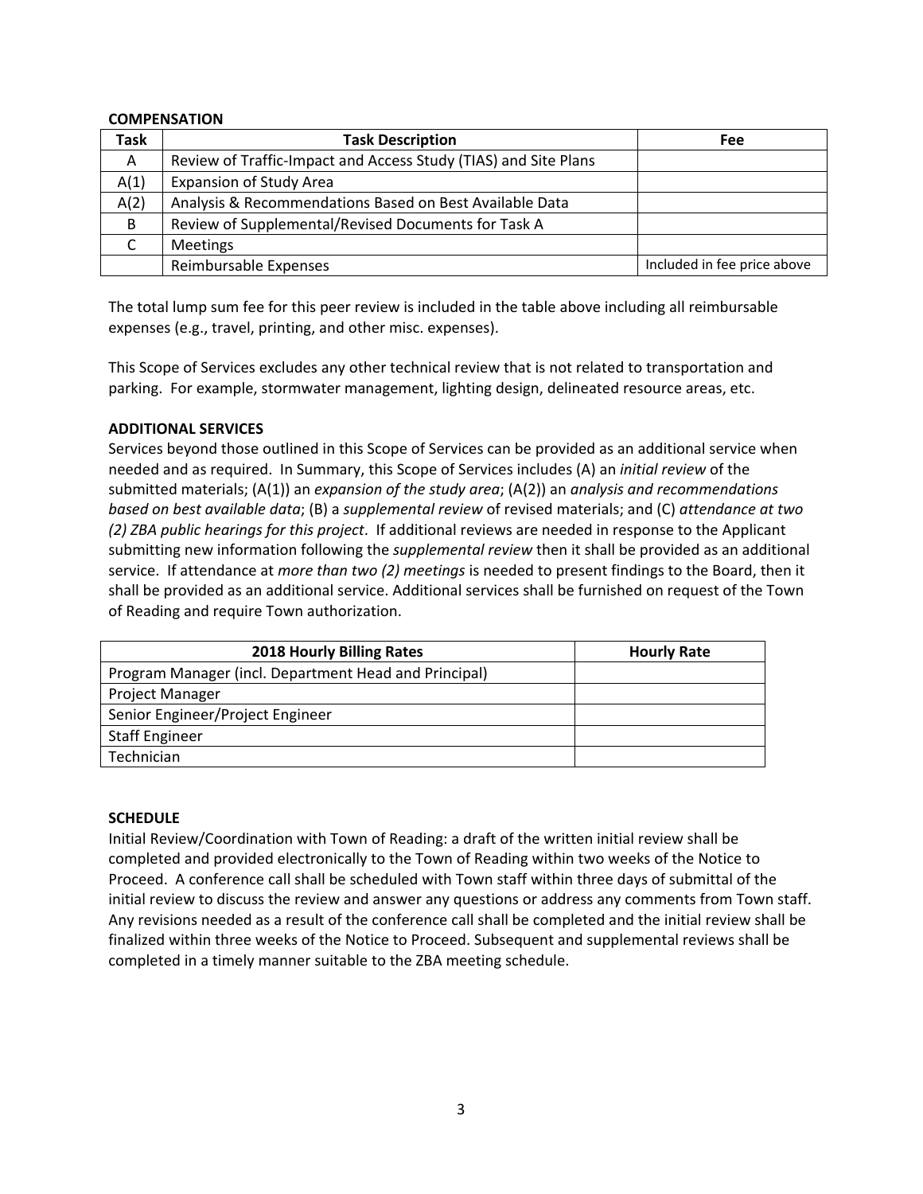**COMPENSATION**

| Task | Task Description | Fee |
|---|---|---|
| A | Review of Traffic-Impact and Access Study (TIAS) and Site Plans | |
| A(1) | Expansion of Study Area | |
| A(2) | Analysis & Recommendations Based on Best Available Data | |
| B | Review of Supplemental/Revised Documents for Task A | |
| C | Meetings | |
| | Reimbursable Expenses | Included in fee price above |

The total lump sum fee for this peer review is included in the table above including all reimbursable expenses (e.g., travel, printing, and other misc. expenses).

This Scope of Services excludes any other technical review that is not related to transportation and parking. For example, stormwater management, lighting design, delineated resource areas, etc.

**ADDITIONAL SERVICES**

Services beyond those outlined in this Scope of Services can be provided as an additional service when needed and as required. In Summary, this Scope of Services includes (A) an *initial review* of the submitted materials; (A(1)) an *expansion of the study area*; (A(2)) an *analysis and recommendations based on best available data*; (B) a *supplemental review* of revised materials; and (C) *attendance at two (2) ZBA public hearings for this project*. If additional reviews are needed in response to the Applicant submitting new information following the *supplemental review* then it shall be provided as an additional service. If attendance at *more than two (2) meetings* is needed to present findings to the Board, then it shall be provided as an additional service. Additional services shall be furnished on request of the Town of Reading and require Town authorization.

| 2018 Hourly Billing Rates | Hourly Rate |
|---|---|
| Program Manager (incl. Department Head and Principal) | |
| Project Manager | |
| Senior Engineer/Project Engineer | |
| Staff Engineer | |
| Technician | |

**SCHEDULE**

Initial Review/Coordination with Town of Reading: a draft of the written initial review shall be completed and provided electronically to the Town of Reading within two weeks of the Notice to Proceed. A conference call shall be scheduled with Town staff within three days of submittal of the initial review to discuss the review and answer any questions or address any comments from Town staff. Any revisions needed as a result of the conference call shall be completed and the initial review shall be finalized within three weeks of the Notice to Proceed. Subsequent and supplemental reviews shall be completed in a timely manner suitable to the ZBA meeting schedule.